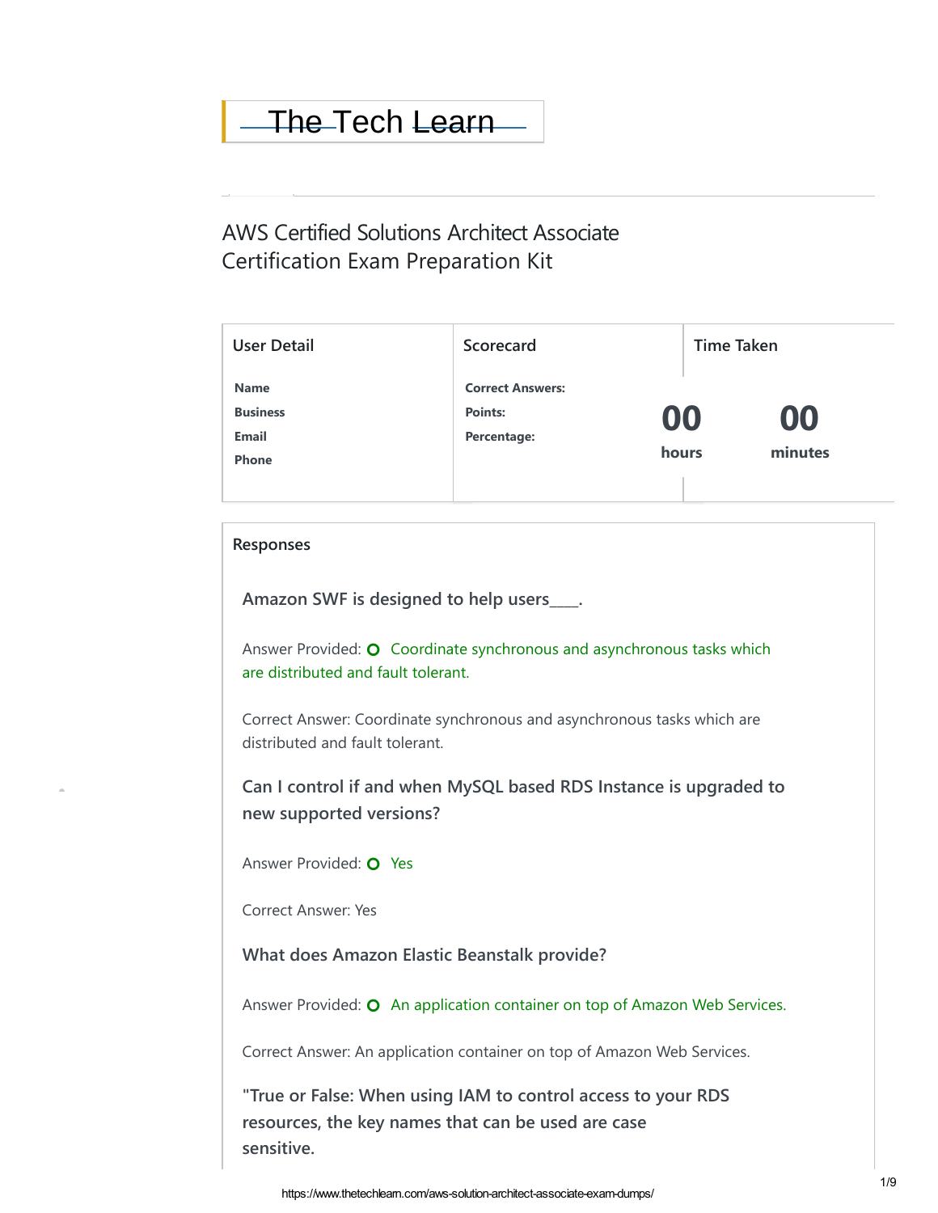# The Tech Learn

## AWS Certified Solutions Architect Associate Certification Exam Preparation Kit

| User Detail | Scorecard | Time Taken |
|---|---|---|
| **Name** | **Correct Answers:** | **00** hours |
| **Business** | **Points:** | **00** minutes |
| **Email** | **Percentage:** | |
| **Phone** | | |

### Responses

**Amazon SWF is designed to help users____.**

Answer Provided: Coordinate synchronous and asynchronous tasks which are distributed and fault tolerant.

Correct Answer: Coordinate synchronous and asynchronous tasks which are distributed and fault tolerant.

**Can I control if and when MySQL based RDS Instance is upgraded to new supported versions?**

Answer Provided: Yes

Correct Answer: Yes

**What does Amazon Elastic Beanstalk provide?**

Answer Provided: An application container on top of Amazon Web Services.

Correct Answer: An application container on top of Amazon Web Services.

**"True or False: When using IAM to control access to your RDS resources, the key names that can be used are case sensitive.**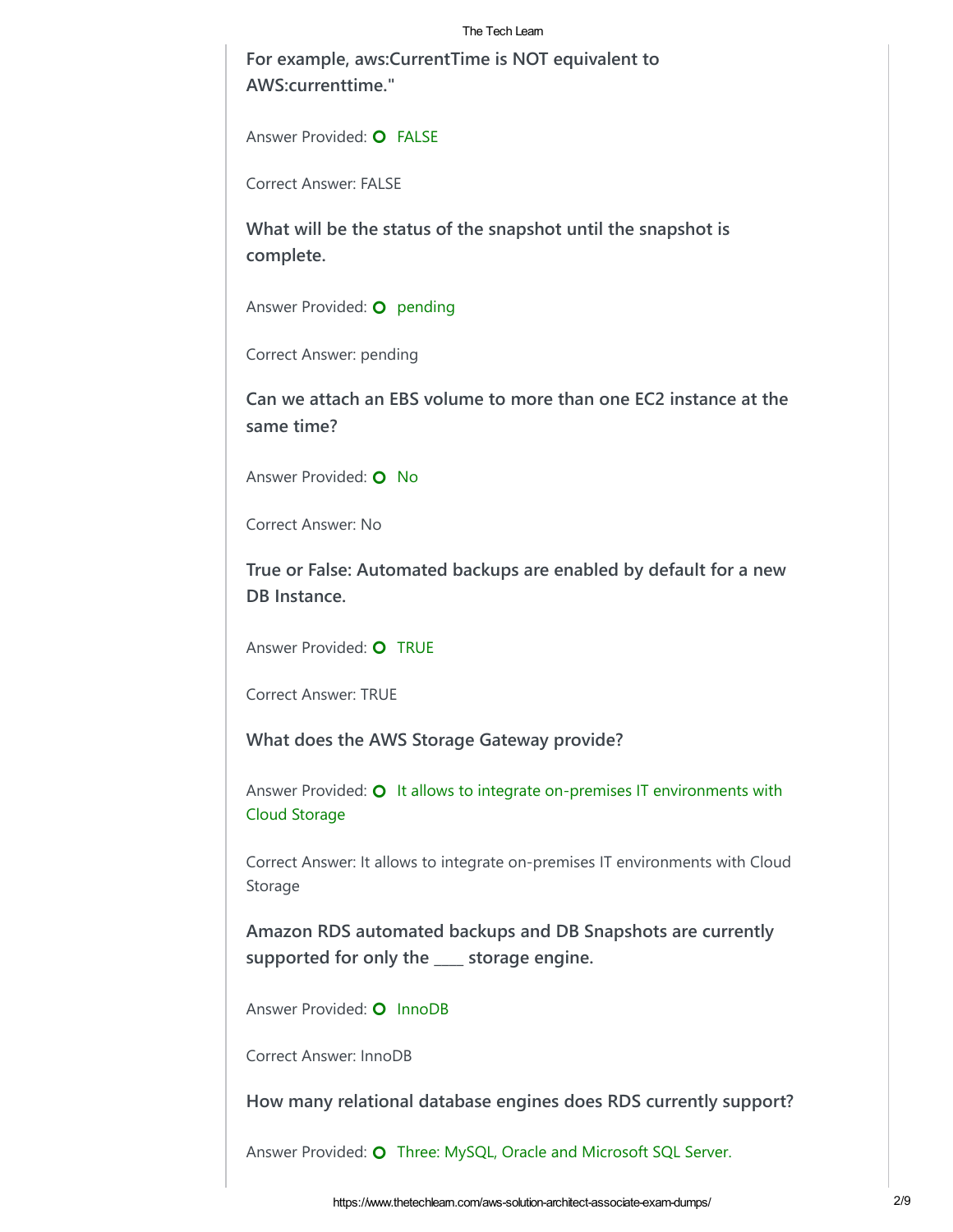**For example, aws:CurrentTime is NOT equivalent to AWS:currenttime."**

Answer Provided: FALSE

Correct Answer: FALSE

**What will be the status of the snapshot until the snapshot is complete.**

Answer Provided: pending

Correct Answer: pending

**Can we attach an EBS volume to more than one EC2 instance at the same time?**

Answer Provided: No

Correct Answer: No

**True or False: Automated backups are enabled by default for a new DB Instance.**

Answer Provided: TRUE

Correct Answer: TRUE

**What does the AWS Storage Gateway provide?**

Answer Provided: It allows to integrate on-premises IT environments with Cloud Storage

Correct Answer: It allows to integrate on-premises IT environments with Cloud Storage

**Amazon RDS automated backups and DB Snapshots are currently supported for only the ____ storage engine.**

Answer Provided: InnoDB

Correct Answer: InnoDB

**How many relational database engines does RDS currently support?**

Answer Provided: Three: MySQL, Oracle and Microsoft SQL Server.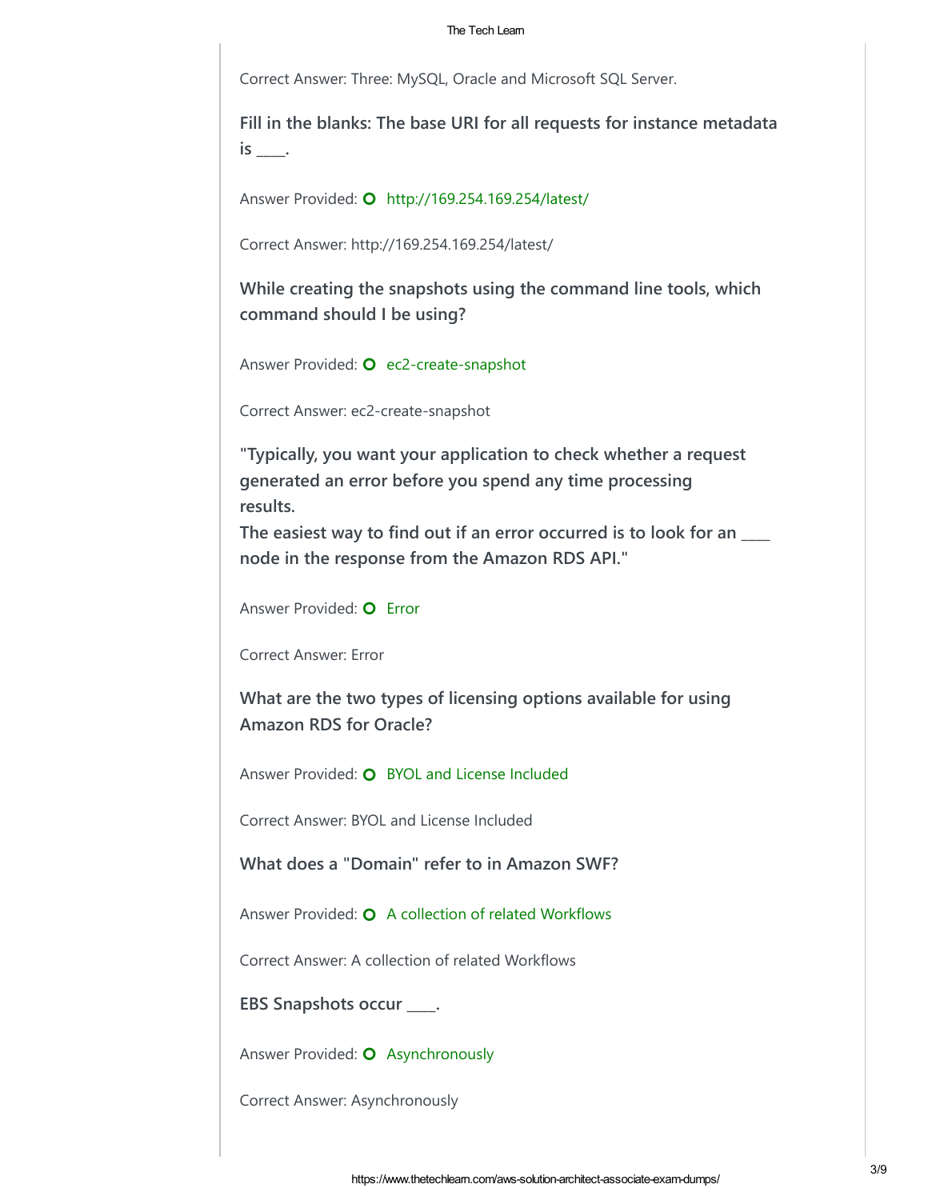Correct Answer: Three: MySQL, Oracle and Microsoft SQL Server.

**Fill in the blanks: The base URI for all requests for instance metadata is ____.**

Answer Provided: http://169.254.169.254/latest/

Correct Answer: http://169.254.169.254/latest/

**While creating the snapshots using the command line tools, which command should I be using?**

Answer Provided: ec2-create-snapshot

Correct Answer: ec2-create-snapshot

**"Typically, you want your application to check whether a request generated an error before you spend any time processing results. The easiest way to find out if an error occurred is to look for an ____ node in the response from the Amazon RDS API."**

Answer Provided: Error

Correct Answer: Error

**What are the two types of licensing options available for using Amazon RDS for Oracle?**

Answer Provided: BYOL and License Included

Correct Answer: BYOL and License Included

**What does a "Domain" refer to in Amazon SWF?**

Answer Provided: A collection of related Workflows

Correct Answer: A collection of related Workflows

**EBS Snapshots occur ____.**

Answer Provided: Asynchronously

Correct Answer: Asynchronously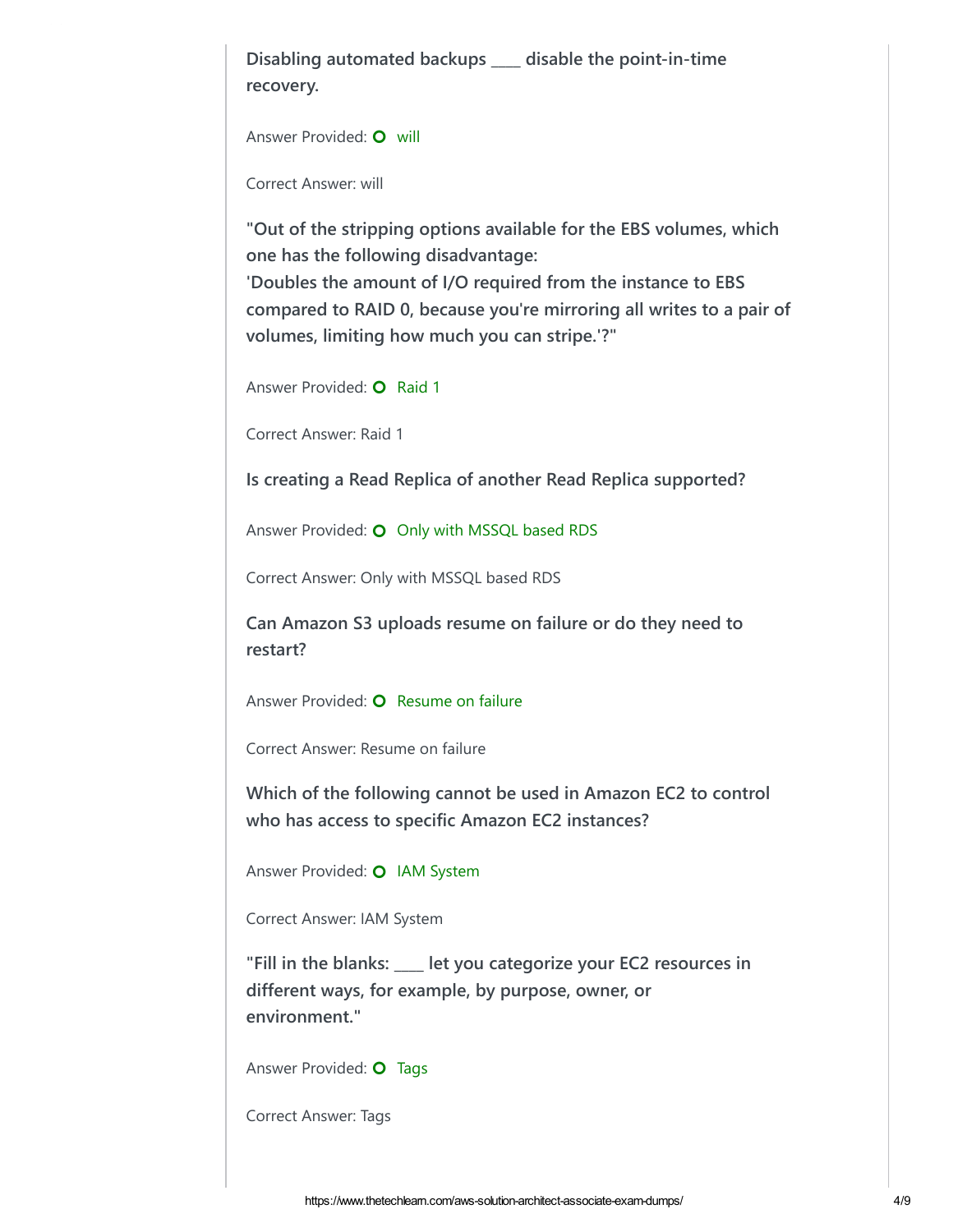**Disabling automated backups ____ disable the point-in-time recovery.**

Answer Provided: will

Correct Answer: will

**"Out of the stripping options available for the EBS volumes, which one has the following disadvantage:
'Doubles the amount of I/O required from the instance to EBS compared to RAID 0, because you're mirroring all writes to a pair of volumes, limiting how much you can stripe.'?"**

Answer Provided: Raid 1

Correct Answer: Raid 1

**Is creating a Read Replica of another Read Replica supported?**

Answer Provided: Only with MSSQL based RDS

Correct Answer: Only with MSSQL based RDS

**Can Amazon S3 uploads resume on failure or do they need to restart?**

Answer Provided: Resume on failure

Correct Answer: Resume on failure

**Which of the following cannot be used in Amazon EC2 to control who has access to specific Amazon EC2 instances?**

Answer Provided: IAM System

Correct Answer: IAM System

**"Fill in the blanks: ____ let you categorize your EC2 resources in different ways, for example, by purpose, owner, or environment."**

Answer Provided: Tags

Correct Answer: Tags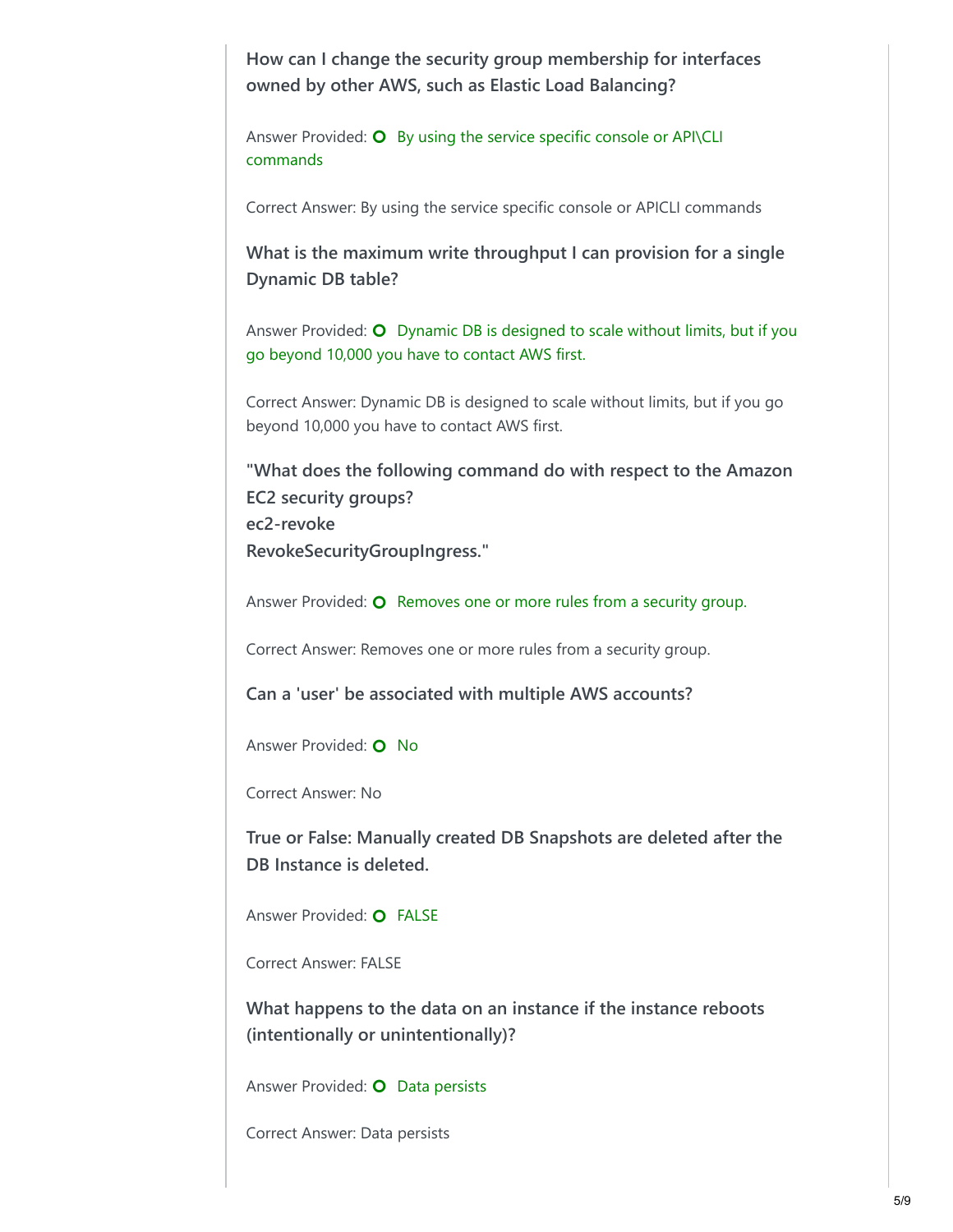**How can I change the security group membership for interfaces owned by other AWS, such as Elastic Load Balancing?**

Answer Provided: By using the service specific console or API\CLI commands

Correct Answer: By using the service specific console or APICLI commands

**What is the maximum write throughput I can provision for a single Dynamic DB table?**

Answer Provided: Dynamic DB is designed to scale without limits, but if you go beyond 10,000 you have to contact AWS first.

Correct Answer: Dynamic DB is designed to scale without limits, but if you go beyond 10,000 you have to contact AWS first.

**"What does the following command do with respect to the Amazon EC2 security groups?
ec2-revoke
RevokeSecurityGroupIngress."**

Answer Provided: Removes one or more rules from a security group.

Correct Answer: Removes one or more rules from a security group.

**Can a 'user' be associated with multiple AWS accounts?**

Answer Provided: No

Correct Answer: No

**True or False: Manually created DB Snapshots are deleted after the DB Instance is deleted.**

Answer Provided: FALSE

Correct Answer: FALSE

**What happens to the data on an instance if the instance reboots (intentionally or unintentionally)?**

Answer Provided: Data persists

Correct Answer: Data persists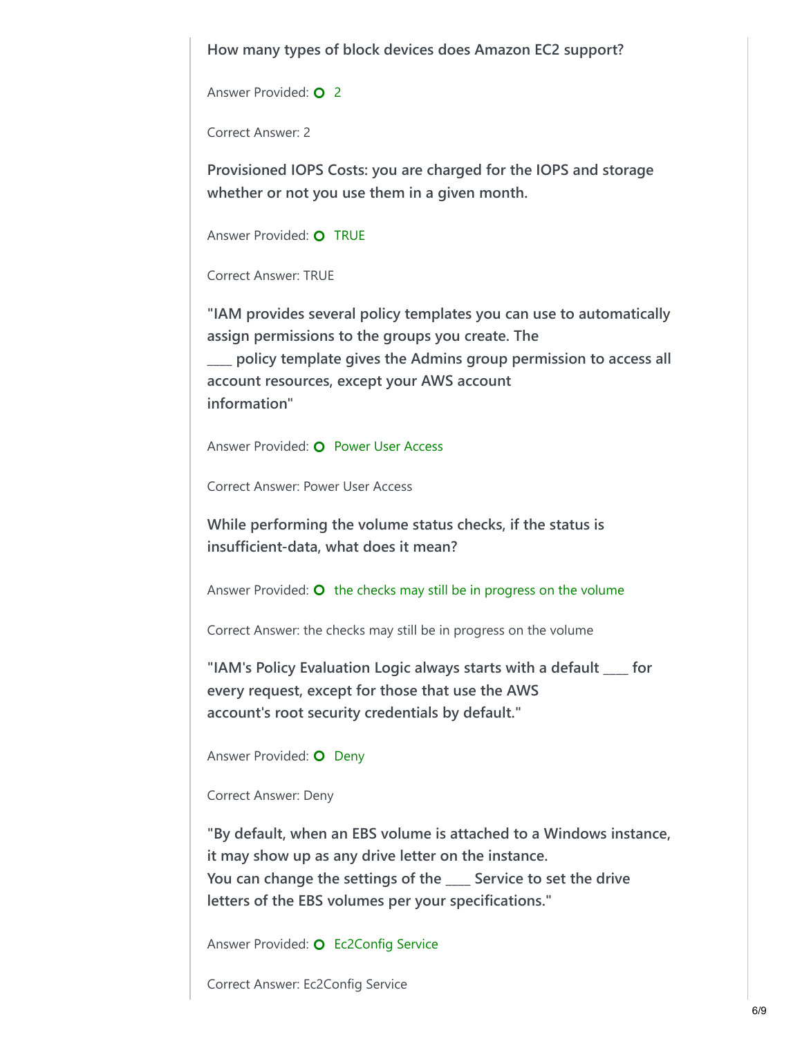**How many types of block devices does Amazon EC2 support?**

Answer Provided: 2

Correct Answer: 2

**Provisioned IOPS Costs: you are charged for the IOPS and storage whether or not you use them in a given month.**

Answer Provided: TRUE

Correct Answer: TRUE

**"IAM provides several policy templates you can use to automatically assign permissions to the groups you create. The ____ policy template gives the Admins group permission to access all account resources, except your AWS account information"**

Answer Provided: Power User Access

Correct Answer: Power User Access

**While performing the volume status checks, if the status is insufficient-data, what does it mean?**

Answer Provided: the checks may still be in progress on the volume

Correct Answer: the checks may still be in progress on the volume

**"IAM's Policy Evaluation Logic always starts with a default ____ for every request, except for those that use the AWS account's root security credentials by default."**

Answer Provided: Deny

Correct Answer: Deny

**"By default, when an EBS volume is attached to a Windows instance, it may show up as any drive letter on the instance. You can change the settings of the ____ Service to set the drive letters of the EBS volumes per your specifications."**

Answer Provided: Ec2Config Service

Correct Answer: Ec2Config Service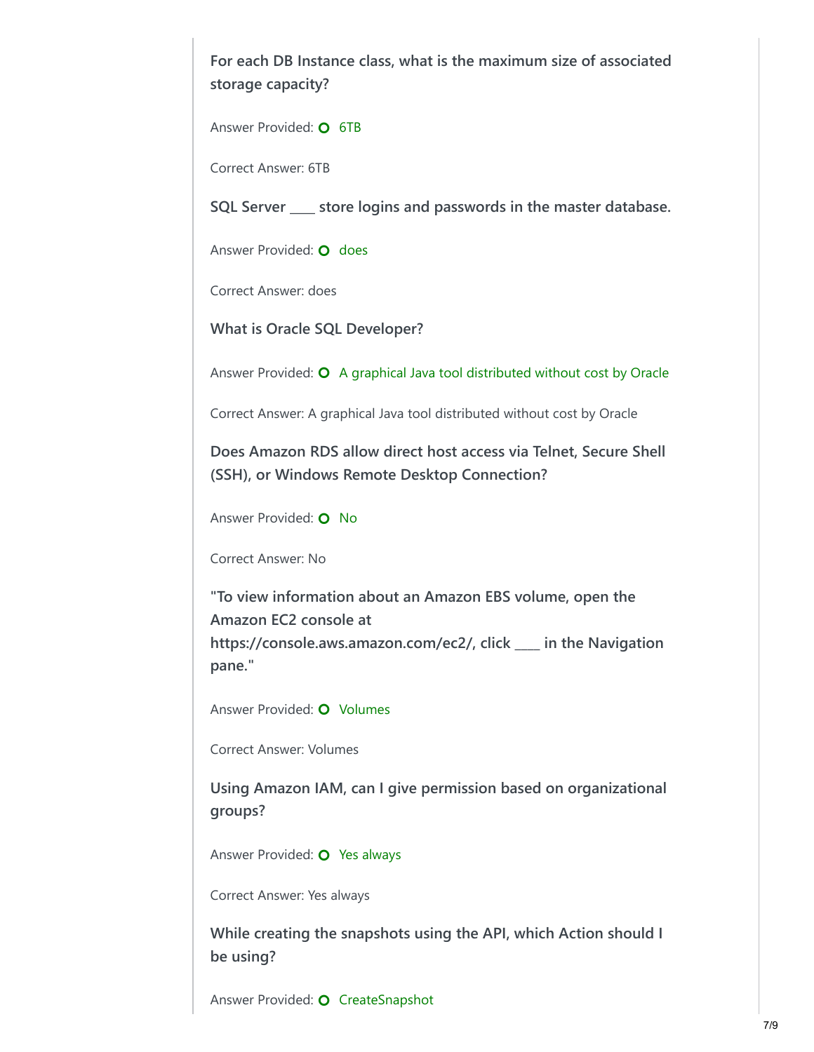**For each DB Instance class, what is the maximum size of associated storage capacity?**

Answer Provided: 6TB

Correct Answer: 6TB

**SQL Server ____ store logins and passwords in the master database.**

Answer Provided: does

Correct Answer: does

**What is Oracle SQL Developer?**

Answer Provided: A graphical Java tool distributed without cost by Oracle

Correct Answer: A graphical Java tool distributed without cost by Oracle

**Does Amazon RDS allow direct host access via Telnet, Secure Shell (SSH), or Windows Remote Desktop Connection?**

Answer Provided: No

Correct Answer: No

**"To view information about an Amazon EBS volume, open the Amazon EC2 console at https://console.aws.amazon.com/ec2/, click ____ in the Navigation pane."**

Answer Provided: Volumes

Correct Answer: Volumes

**Using Amazon IAM, can I give permission based on organizational groups?**

Answer Provided: Yes always

Correct Answer: Yes always

**While creating the snapshots using the API, which Action should I be using?**

Answer Provided: CreateSnapshot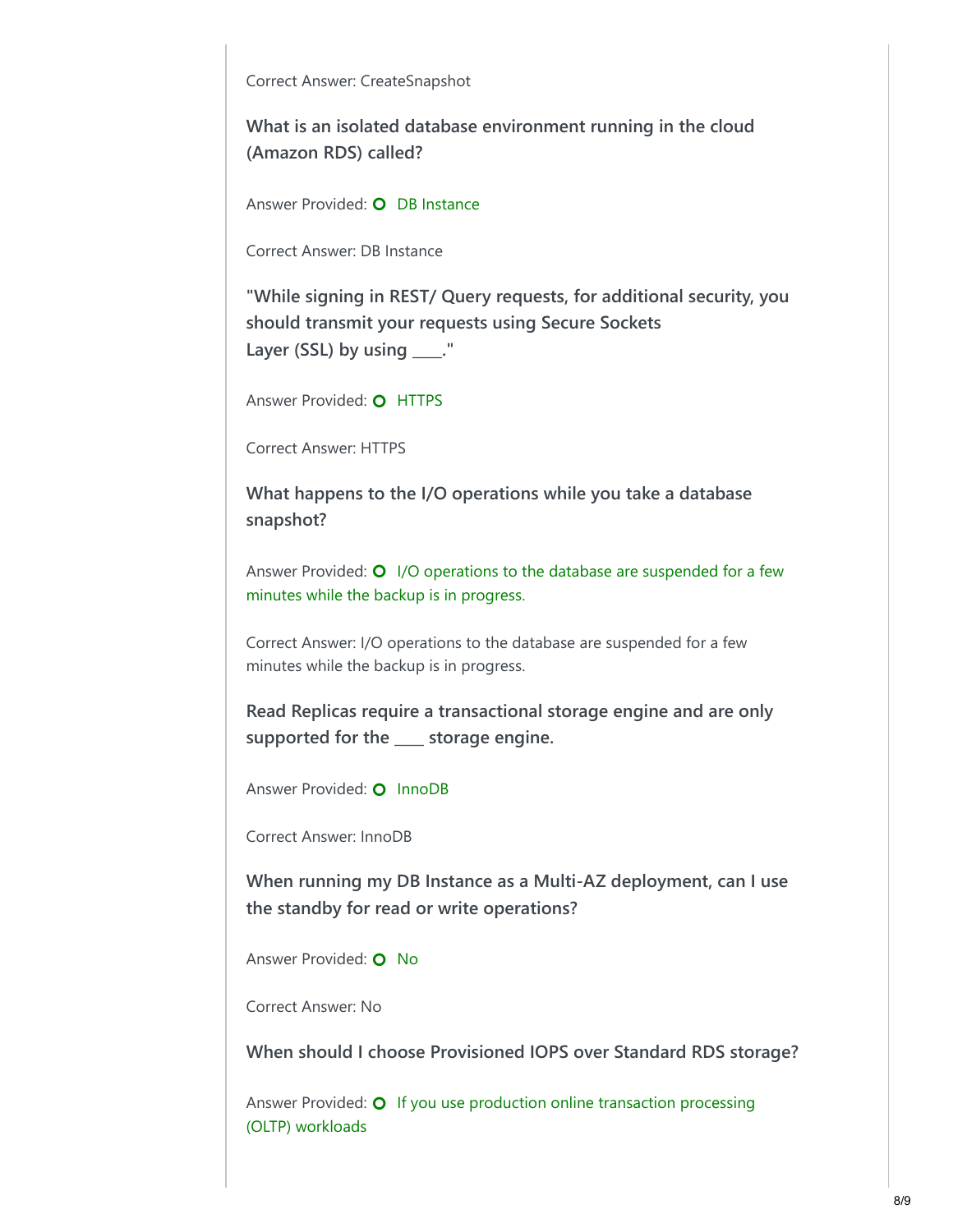Correct Answer: CreateSnapshot

**What is an isolated database environment running in the cloud (Amazon RDS) called?**

Answer Provided: DB Instance

Correct Answer: DB Instance

**"While signing in REST/ Query requests, for additional security, you should transmit your requests using Secure Sockets Layer (SSL) by using ____."**

Answer Provided: HTTPS

Correct Answer: HTTPS

**What happens to the I/O operations while you take a database snapshot?**

Answer Provided: I/O operations to the database are suspended for a few minutes while the backup is in progress.

Correct Answer: I/O operations to the database are suspended for a few minutes while the backup is in progress.

**Read Replicas require a transactional storage engine and are only supported for the ____ storage engine.**

Answer Provided: InnoDB

Correct Answer: InnoDB

**When running my DB Instance as a Multi-AZ deployment, can I use the standby for read or write operations?**

Answer Provided: No

Correct Answer: No

**When should I choose Provisioned IOPS over Standard RDS storage?**

Answer Provided: If you use production online transaction processing (OLTP) workloads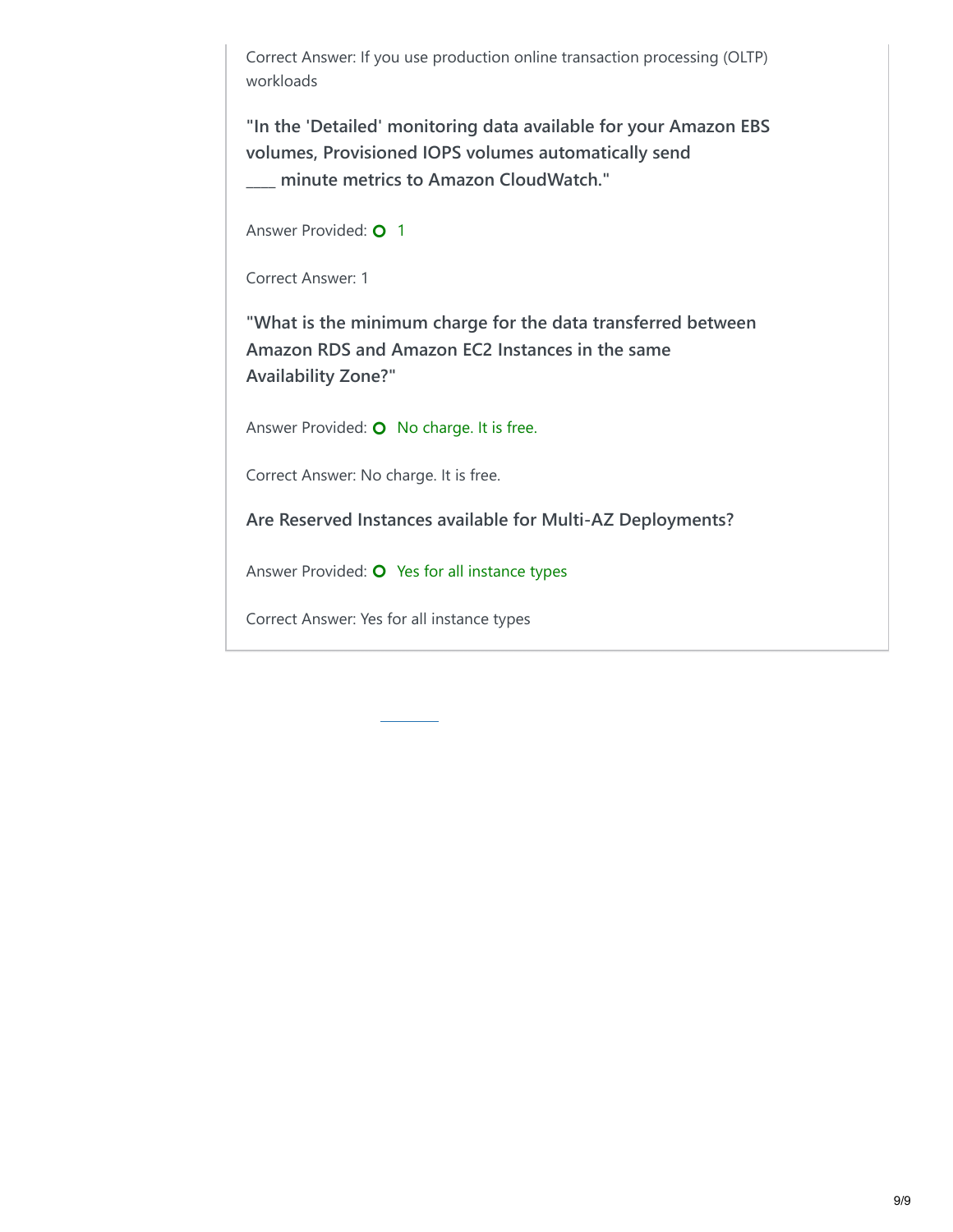Correct Answer: If you use production online transaction processing (OLTP) workloads

**"In the 'Detailed' monitoring data available for your Amazon EBS volumes, Provisioned IOPS volumes automatically send ____ minute metrics to Amazon CloudWatch."**

Answer Provided: 1

Correct Answer: 1

**"What is the minimum charge for the data transferred between Amazon RDS and Amazon EC2 Instances in the same Availability Zone?"**

Answer Provided: No charge. It is free.

Correct Answer: No charge. It is free.

**Are Reserved Instances available for Multi-AZ Deployments?**

Answer Provided: Yes for all instance types

Correct Answer: Yes for all instance types